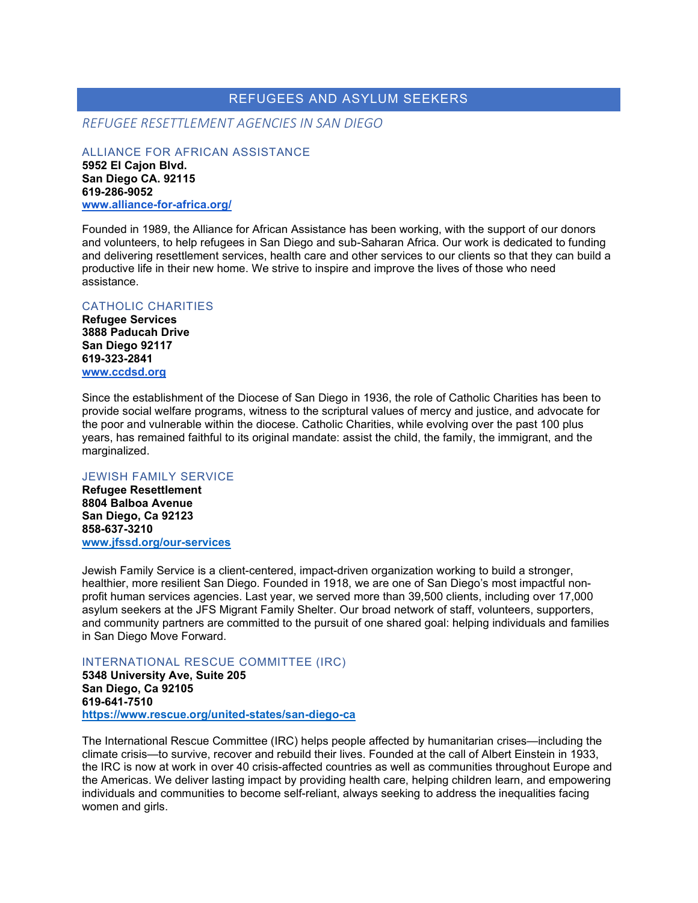# REFUGEES AND ASYLUM SEEKERS

## *REFUGEE RESETTLEMENT AGENCIES IN SAN DIEGO*

### ALLIANCE FOR AFRICAN ASSISTANCE

**5952 El Cajon Blvd.**
**San Diego CA. 92115**
**619-286-9052**
**[www.alliance-for-africa.org/](www.alliance-for-africa.org/)**

Founded in 1989, the Alliance for African Assistance has been working, with the support of our donors and volunteers, to help refugees in San Diego and sub-Saharan Africa. Our work is dedicated to funding and delivering resettlement services, health care and other services to our clients so that they can build a productive life in their new home. We strive to inspire and improve the lives of those who need assistance.

### CATHOLIC CHARITIES

**Refugee Services**
**3888 Paducah Drive**
**San Diego 92117**
**619-323-2841**
**[www.ccdsd.org](www.ccdsd.org)**

Since the establishment of the Diocese of San Diego in 1936, the role of Catholic Charities has been to provide social welfare programs, witness to the scriptural values of mercy and justice, and advocate for the poor and vulnerable within the diocese. Catholic Charities, while evolving over the past 100 plus years, has remained faithful to its original mandate: assist the child, the family, the immigrant, and the marginalized.

### JEWISH FAMILY SERVICE

**Refugee Resettlement**
**8804 Balboa Avenue**
**San Diego, Ca 92123**
**858-637-3210**
**[www.jfssd.org/our-services](www.jfssd.org/our-services)**

Jewish Family Service is a client-centered, impact-driven organization working to build a stronger, healthier, more resilient San Diego. Founded in 1918, we are one of San Diego's most impactful non-profit human services agencies. Last year, we served more than 39,500 clients, including over 17,000 asylum seekers at the JFS Migrant Family Shelter. Our broad network of staff, volunteers, supporters, and community partners are committed to the pursuit of one shared goal: helping individuals and families in San Diego Move Forward.

### INTERNATIONAL RESCUE COMMITTEE (IRC)

**5348 University Ave, Suite 205**
**San Diego, Ca 92105**
**619-641-7510**
**[https://www.rescue.org/united-states/san-diego-ca](https://www.rescue.org/united-states/san-diego-ca)**

The International Rescue Committee (IRC) helps people affected by humanitarian crises—including the climate crisis—to survive, recover and rebuild their lives. Founded at the call of Albert Einstein in 1933, the IRC is now at work in over 40 crisis-affected countries as well as communities throughout Europe and the Americas. We deliver lasting impact by providing health care, helping children learn, and empowering individuals and communities to become self-reliant, always seeking to address the inequalities facing women and girls.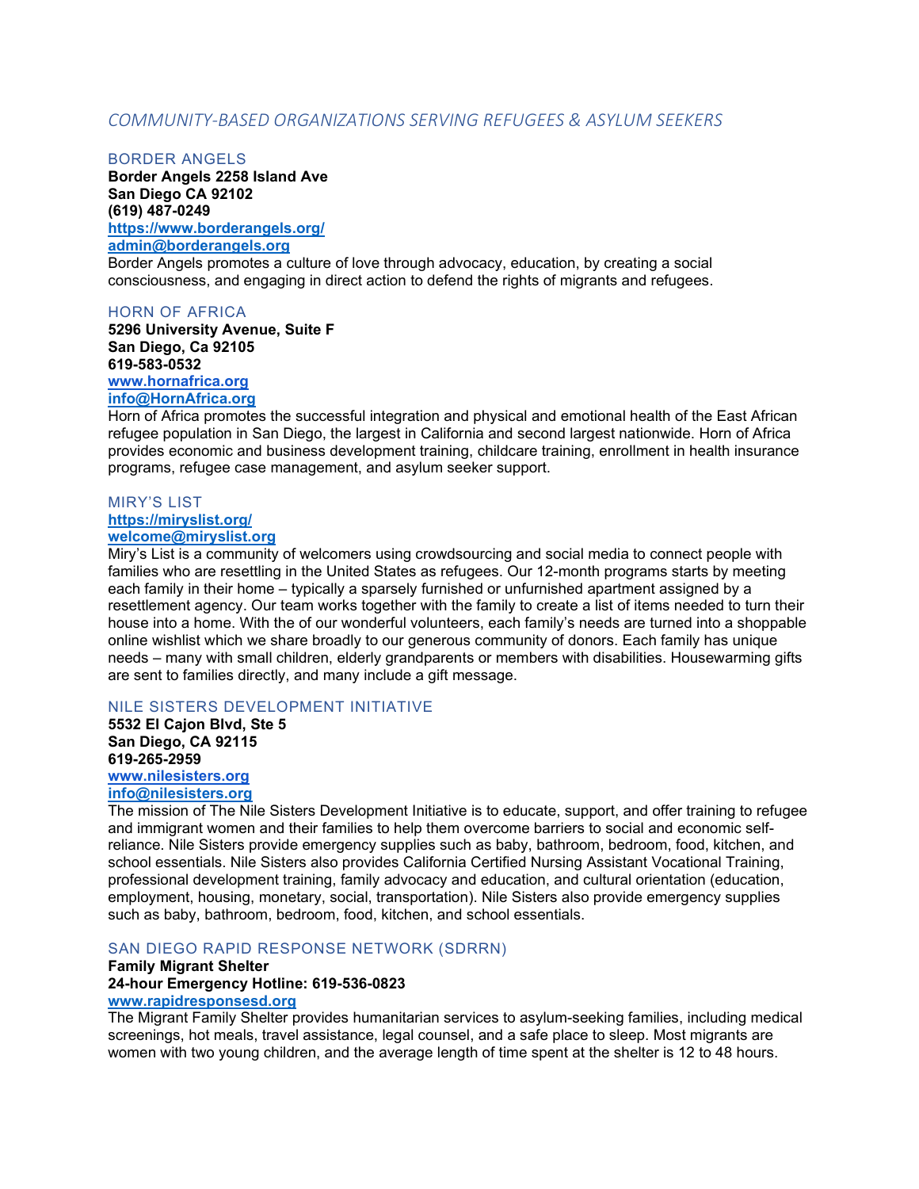## *COMMUNITY-BASED ORGANIZATIONS SERVING REFUGEES & ASYLUM SEEKERS*

### BORDER ANGELS

**Border Angels 2258 Island Ave**
**San Diego CA 92102**
**(619) 487-0249**
**[https://www.borderangels.org/](https://www.borderangels.org/)**
**[admin@borderangels.org](mailto:admin@borderangels.org)**

Border Angels promotes a culture of love through advocacy, education, by creating a social consciousness, and engaging in direct action to defend the rights of migrants and refugees.

### HORN OF AFRICA

**5296 University Avenue, Suite F**
**San Diego, Ca 92105**
**619-583-0532**
**[www.hornafrica.org](http://www.hornafrica.org)**
**[info@HornAfrica.org](mailto:info@HornAfrica.org)**

Horn of Africa promotes the successful integration and physical and emotional health of the East African refugee population in San Diego, the largest in California and second largest nationwide. Horn of Africa provides economic and business development training, childcare training, enrollment in health insurance programs, refugee case management, and asylum seeker support.

### MIRY'S LIST

**[https://miryslist.org/](https://miryslist.org/)**
**[welcome@miryslist.org](mailto:welcome@miryslist.org)**

Miry's List is a community of welcomers using crowdsourcing and social media to connect people with families who are resettling in the United States as refugees. Our 12-month programs starts by meeting each family in their home – typically a sparsely furnished or unfurnished apartment assigned by a resettlement agency. Our team works together with the family to create a list of items needed to turn their house into a home. With the of our wonderful volunteers, each family's needs are turned into a shoppable online wishlist which we share broadly to our generous community of donors. Each family has unique needs – many with small children, elderly grandparents or members with disabilities. Housewarming gifts are sent to families directly, and many include a gift message.

### NILE SISTERS DEVELOPMENT INITIATIVE

**5532 El Cajon Blvd, Ste 5**
**San Diego, CA 92115**
**619-265-2959**
**[www.nilesisters.org](http://www.nilesisters.org)**
**[info@nilesisters.org](mailto:info@nilesisters.org)**

The mission of The Nile Sisters Development Initiative is to educate, support, and offer training to refugee and immigrant women and their families to help them overcome barriers to social and economic self-reliance. Nile Sisters provide emergency supplies such as baby, bathroom, bedroom, food, kitchen, and school essentials. Nile Sisters also provides California Certified Nursing Assistant Vocational Training, professional development training, family advocacy and education, and cultural orientation (education, employment, housing, monetary, social, transportation). Nile Sisters also provide emergency supplies such as baby, bathroom, bedroom, food, kitchen, and school essentials.

### SAN DIEGO RAPID RESPONSE NETWORK (SDRRN)

**Family Migrant Shelter**
**24-hour Emergency Hotline: 619-536-0823**
**[www.rapidresponsesd.org](http://www.rapidresponsesd.org)**

The Migrant Family Shelter provides humanitarian services to asylum-seeking families, including medical screenings, hot meals, travel assistance, legal counsel, and a safe place to sleep. Most migrants are women with two young children, and the average length of time spent at the shelter is 12 to 48 hours.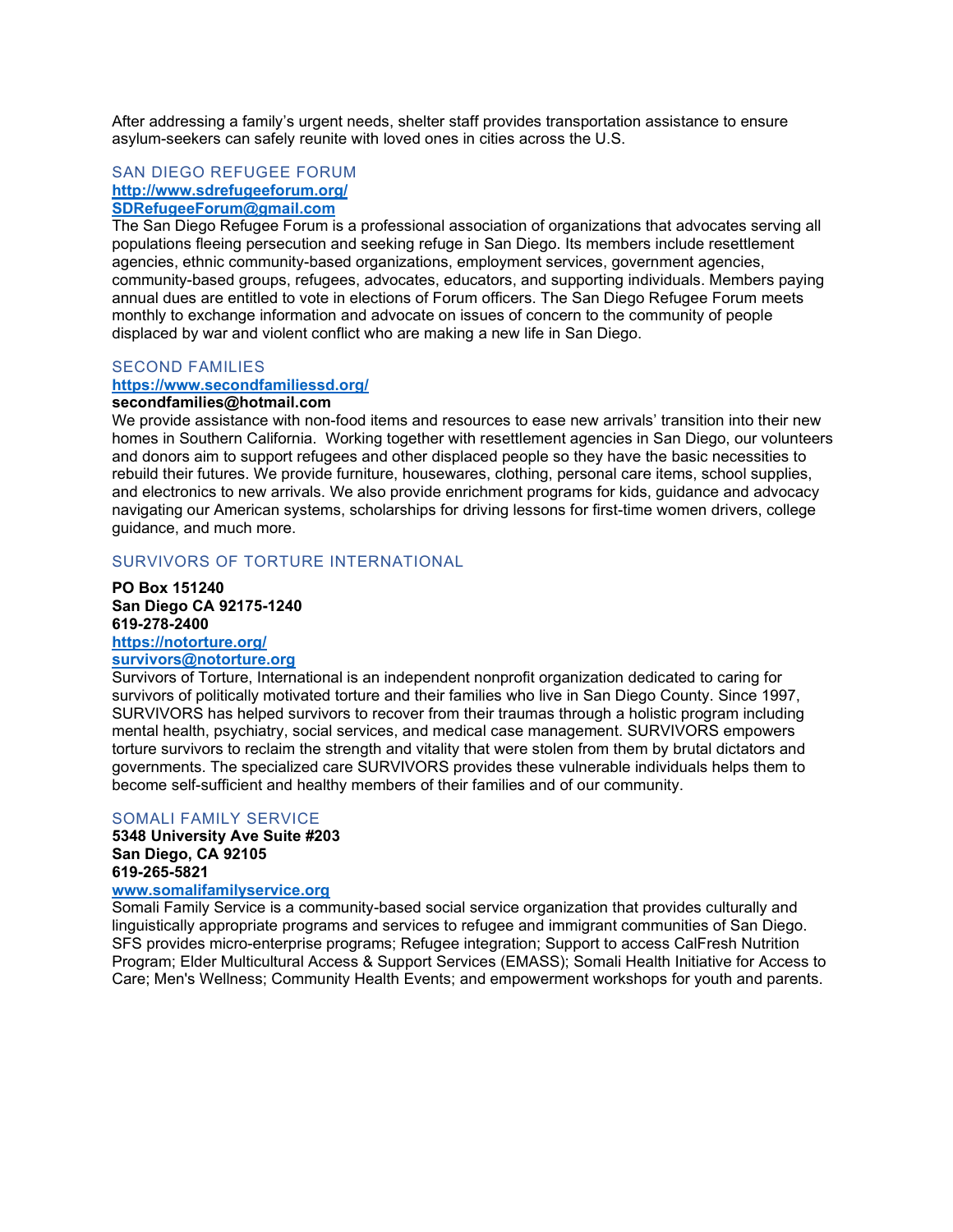After addressing a family's urgent needs, shelter staff provides transportation assistance to ensure asylum-seekers can safely reunite with loved ones in cities across the U.S.

## SAN DIEGO REFUGEE FORUM

**http://www.sdrefugeeforum.org/**
**SDRefugeeForum@gmail.com**

The San Diego Refugee Forum is a professional association of organizations that advocates serving all populations fleeing persecution and seeking refuge in San Diego. Its members include resettlement agencies, ethnic community-based organizations, employment services, government agencies, community-based groups, refugees, advocates, educators, and supporting individuals. Members paying annual dues are entitled to vote in elections of Forum officers. The San Diego Refugee Forum meets monthly to exchange information and advocate on issues of concern to the community of people displaced by war and violent conflict who are making a new life in San Diego.

## SECOND FAMILIES

**https://www.secondfamiliessd.org/**
**secondfamilies@hotmail.com**

We provide assistance with non-food items and resources to ease new arrivals' transition into their new homes in Southern California. Working together with resettlement agencies in San Diego, our volunteers and donors aim to support refugees and other displaced people so they have the basic necessities to rebuild their futures. We provide furniture, housewares, clothing, personal care items, school supplies, and electronics to new arrivals. We also provide enrichment programs for kids, guidance and advocacy navigating our American systems, scholarships for driving lessons for first-time women drivers, college guidance, and much more.

## SURVIVORS OF TORTURE INTERNATIONAL

**PO Box 151240**
**San Diego CA 92175-1240**
**619-278-2400**
**https://notorture.org/**
**survivors@notorture.org**

Survivors of Torture, International is an independent nonprofit organization dedicated to caring for survivors of politically motivated torture and their families who live in San Diego County. Since 1997, SURVIVORS has helped survivors to recover from their traumas through a holistic program including mental health, psychiatry, social services, and medical case management. SURVIVORS empowers torture survivors to reclaim the strength and vitality that were stolen from them by brutal dictators and governments. The specialized care SURVIVORS provides these vulnerable individuals helps them to become self-sufficient and healthy members of their families and of our community.

## SOMALI FAMILY SERVICE

**5348 University Ave Suite #203**
**San Diego, CA 92105**
**619-265-5821**
**www.somalifamilyservice.org**

Somali Family Service is a community-based social service organization that provides culturally and linguistically appropriate programs and services to refugee and immigrant communities of San Diego. SFS provides micro-enterprise programs; Refugee integration; Support to access CalFresh Nutrition Program; Elder Multicultural Access & Support Services (EMASS); Somali Health Initiative for Access to Care; Men's Wellness; Community Health Events; and empowerment workshops for youth and parents.